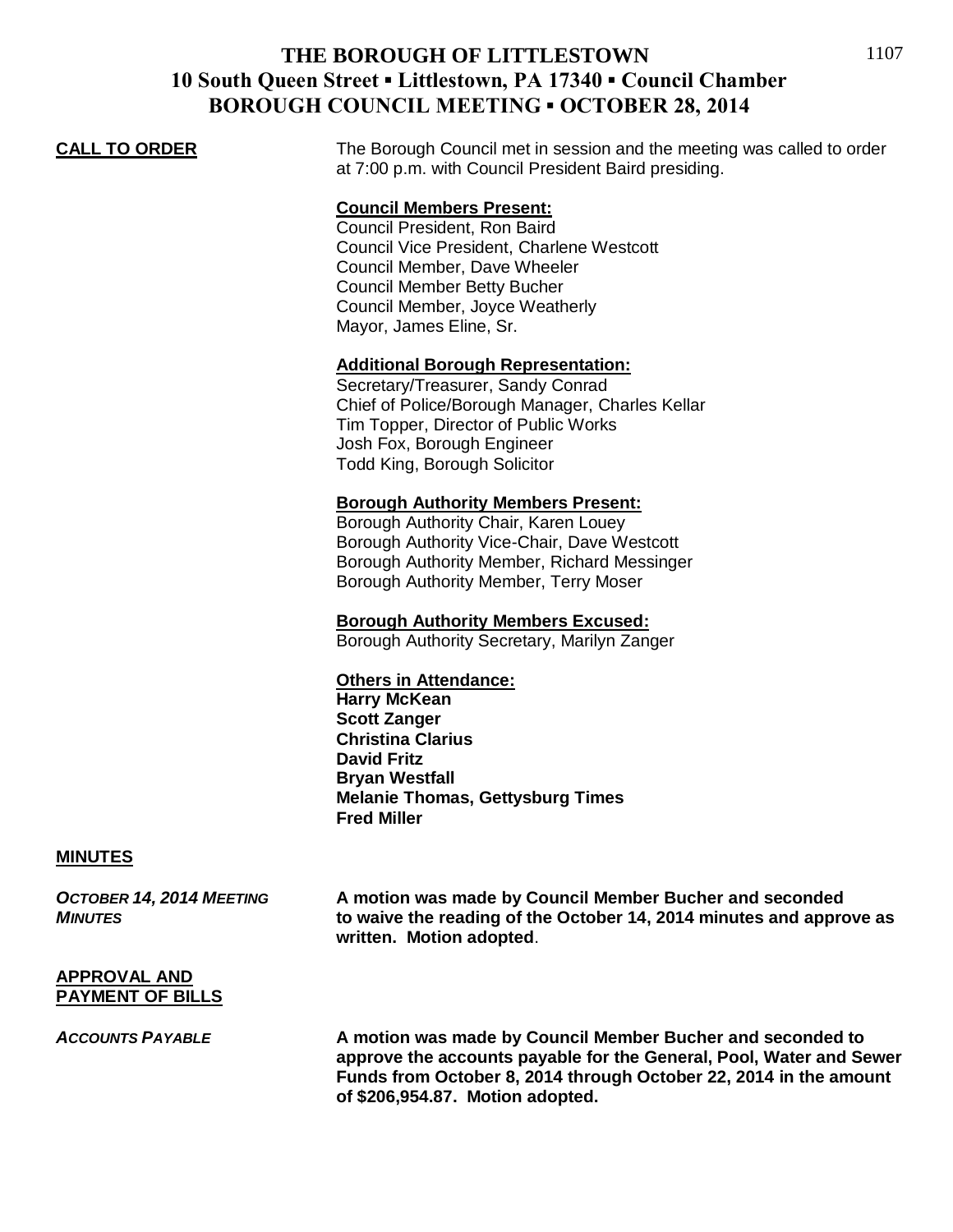# THE BOROUGH OF LITTLESTOWN
## 10 South Queen Street ▪ Littlestown, PA 17340 ▪ Council Chamber
## BOROUGH COUNCIL MEETING ▪ OCTOBER 28, 2014

**CALL TO ORDER**

The Borough Council met in session and the meeting was called to order at 7:00 p.m. with Council President Baird presiding.

**Council Members Present:**
Council President, Ron Baird
Council Vice President, Charlene Westcott
Council Member, Dave Wheeler
Council Member Betty Bucher
Council Member, Joyce Weatherly
Mayor, James Eline, Sr.

**Additional Borough Representation:**
Secretary/Treasurer, Sandy Conrad
Chief of Police/Borough Manager, Charles Kellar
Tim Topper, Director of Public Works
Josh Fox, Borough Engineer
Todd King, Borough Solicitor

**Borough Authority Members Present:**
Borough Authority Chair, Karen Louey
Borough Authority Vice-Chair, Dave Westcott
Borough Authority Member, Richard Messinger
Borough Authority Member, Terry Moser

**Borough Authority Members Excused:**
Borough Authority Secretary, Marilyn Zanger

**Others in Attendance:**
**Harry McKean**
**Scott Zanger**
**Christina Clarius**
**David Fritz**
**Bryan Westfall**
**Melanie Thomas, Gettysburg Times**
**Fred Miller**

**MINUTES**

*OCTOBER 14, 2014 MEETING MINUTES*

**A motion was made by Council Member Bucher and seconded to waive the reading of the October 14, 2014 minutes and approve as written. Motion adopted**.

**APPROVAL AND PAYMENT OF BILLS**

*ACCOUNTS PAYABLE*

**A motion was made by Council Member Bucher and seconded to approve the accounts payable for the General, Pool, Water and Sewer Funds from October 8, 2014 through October 22, 2014 in the amount of $206,954.87. Motion adopted.**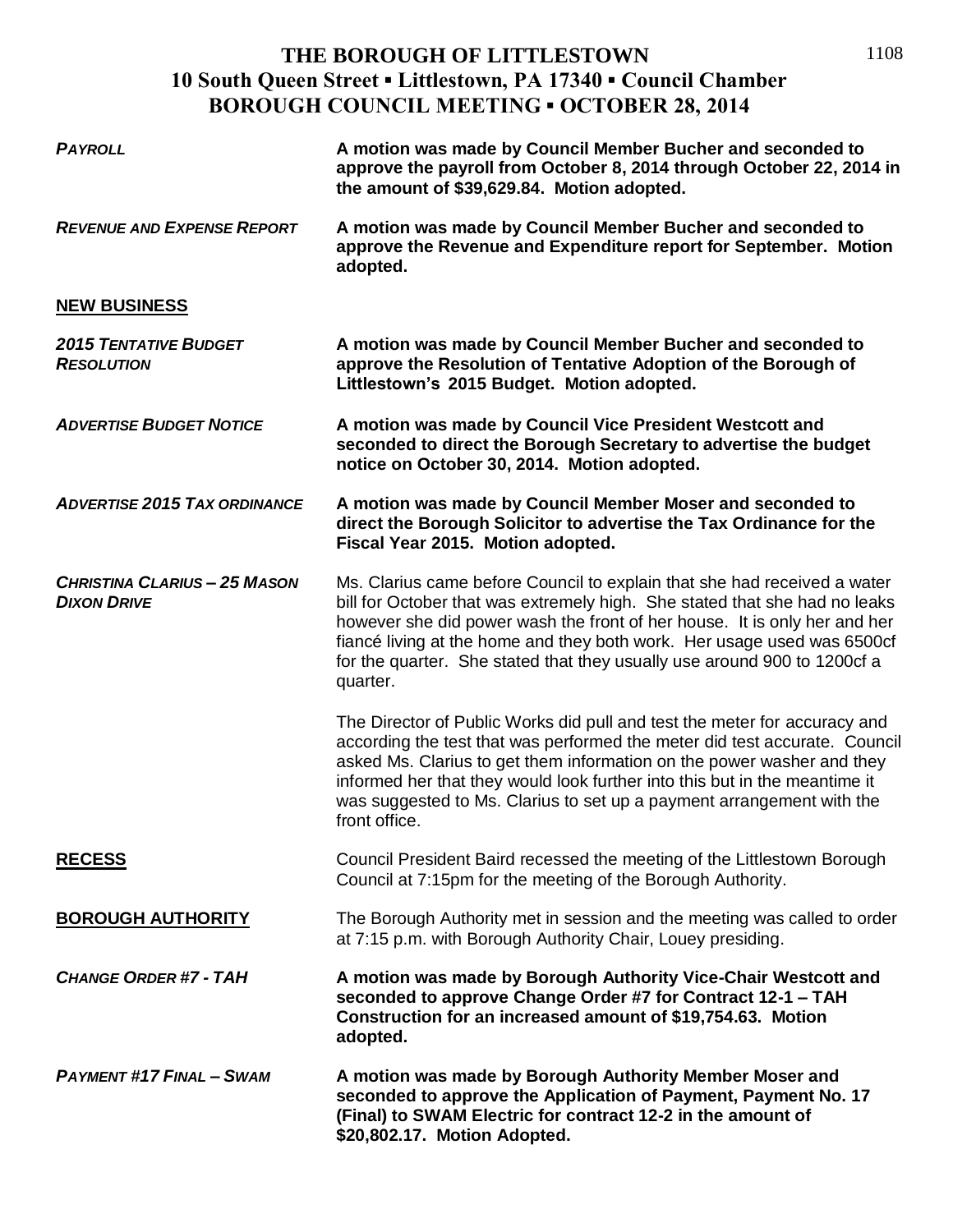# THE BOROUGH OF LITTLESTOWN
## 10 South Queen Street ▪ Littlestown, PA 17340 ▪ Council Chamber
## BOROUGH COUNCIL MEETING ▪ OCTOBER 28, 2014

***PAYROLL*** **A motion was made by Council Member Bucher and seconded to approve the payroll from October 8, 2014 through October 22, 2014 in the amount of $39,629.84. Motion adopted.**

***REVENUE AND EXPENSE REPORT*** **A motion was made by Council Member Bucher and seconded to approve the Revenue and Expenditure report for September. Motion adopted.**

**NEW BUSINESS**

***2015 TENTATIVE BUDGET RESOLUTION*** **A motion was made by Council Member Bucher and seconded to approve the Resolution of Tentative Adoption of the Borough of Littlestown's 2015 Budget. Motion adopted.**

***ADVERTISE BUDGET NOTICE*** **A motion was made by Council Vice President Westcott and seconded to direct the Borough Secretary to advertise the budget notice on October 30, 2014. Motion adopted.**

***ADVERTISE 2015 TAX ORDINANCE*** **A motion was made by Council Member Moser and seconded to direct the Borough Solicitor to advertise the Tax Ordinance for the Fiscal Year 2015. Motion adopted.**

***CHRISTINA CLARIUS – 25 MASON DIXON DRIVE*** Ms. Clarius came before Council to explain that she had received a water bill for October that was extremely high. She stated that she had no leaks however she did power wash the front of her house. It is only her and her fiancé living at the home and they both work. Her usage used was 6500cf for the quarter. She stated that they usually use around 900 to 1200cf a quarter.

The Director of Public Works did pull and test the meter for accuracy and according the test that was performed the meter did test accurate. Council asked Ms. Clarius to get them information on the power washer and they informed her that they would look further into this but in the meantime it was suggested to Ms. Clarius to set up a payment arrangement with the front office.

**RECESS** Council President Baird recessed the meeting of the Littlestown Borough Council at 7:15pm for the meeting of the Borough Authority.

**BOROUGH AUTHORITY** The Borough Authority met in session and the meeting was called to order at 7:15 p.m. with Borough Authority Chair, Louey presiding.

***CHANGE ORDER #7 - TAH*** **A motion was made by Borough Authority Vice-Chair Westcott and seconded to approve Change Order #7 for Contract 12-1 – TAH Construction for an increased amount of $19,754.63. Motion adopted.**

***PAYMENT #17 FINAL – SWAM*** **A motion was made by Borough Authority Member Moser and seconded to approve the Application of Payment, Payment No. 17 (Final) to SWAM Electric for contract 12-2 in the amount of $20,802.17. Motion Adopted.**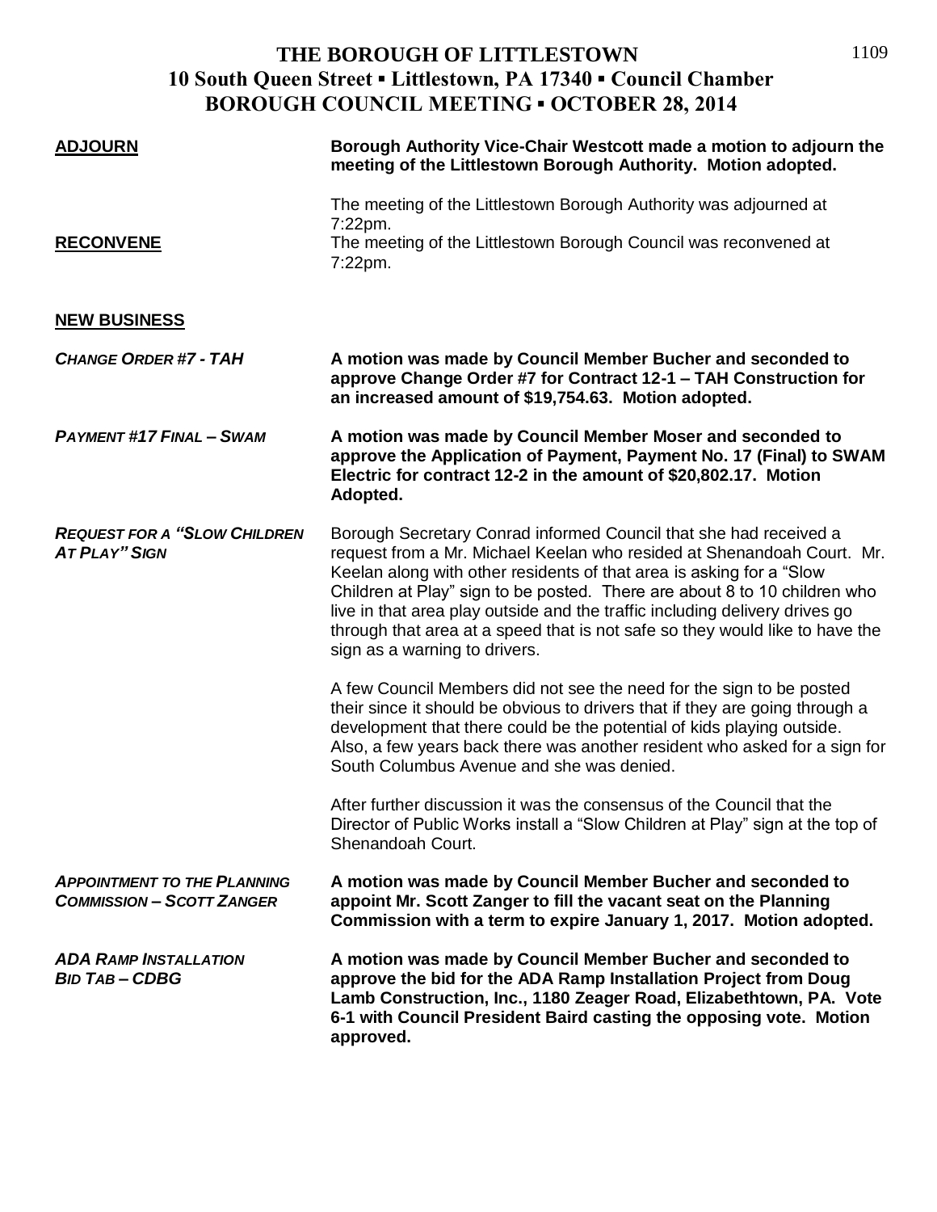**THE BOROUGH OF LITTLESTOWN**
**10 South Queen Street ▪ Littlestown, PA 17340 ▪ Council Chamber**
**BOROUGH COUNCIL MEETING ▪ OCTOBER 28, 2014**

**ADJOURN**

**Borough Authority Vice-Chair Westcott made a motion to adjourn the meeting of the Littlestown Borough Authority. Motion adopted.**

The meeting of the Littlestown Borough Authority was adjourned at 7:22pm.

**RECONVENE**

The meeting of the Littlestown Borough Council was reconvened at 7:22pm.

**NEW BUSINESS**

***CHANGE ORDER #7 - TAH***

**A motion was made by Council Member Bucher and seconded to approve Change Order #7 for Contract 12-1 – TAH Construction for an increased amount of $19,754.63. Motion adopted.**

***PAYMENT #17 FINAL – SWAM***

**A motion was made by Council Member Moser and seconded to approve the Application of Payment, Payment No. 17 (Final) to SWAM Electric for contract 12-2 in the amount of $20,802.17. Motion Adopted.**

***REQUEST FOR A "SLOW CHILDREN AT PLAY" SIGN***

Borough Secretary Conrad informed Council that she had received a request from a Mr. Michael Keelan who resided at Shenandoah Court. Mr. Keelan along with other residents of that area is asking for a "Slow Children at Play" sign to be posted. There are about 8 to 10 children who live in that area play outside and the traffic including delivery drives go through that area at a speed that is not safe so they would like to have the sign as a warning to drivers.

A few Council Members did not see the need for the sign to be posted their since it should be obvious to drivers that if they are going through a development that there could be the potential of kids playing outside. Also, a few years back there was another resident who asked for a sign for South Columbus Avenue and she was denied.

After further discussion it was the consensus of the Council that the Director of Public Works install a "Slow Children at Play" sign at the top of Shenandoah Court.

***APPOINTMENT TO THE PLANNING COMMISSION – SCOTT ZANGER***

**A motion was made by Council Member Bucher and seconded to appoint Mr. Scott Zanger to fill the vacant seat on the Planning Commission with a term to expire January 1, 2017. Motion adopted.**

***ADA RAMP INSTALLATION BID TAB – CDBG***

**A motion was made by Council Member Bucher and seconded to approve the bid for the ADA Ramp Installation Project from Doug Lamb Construction, Inc., 1180 Zeager Road, Elizabethtown, PA. Vote 6-1 with Council President Baird casting the opposing vote. Motion approved.**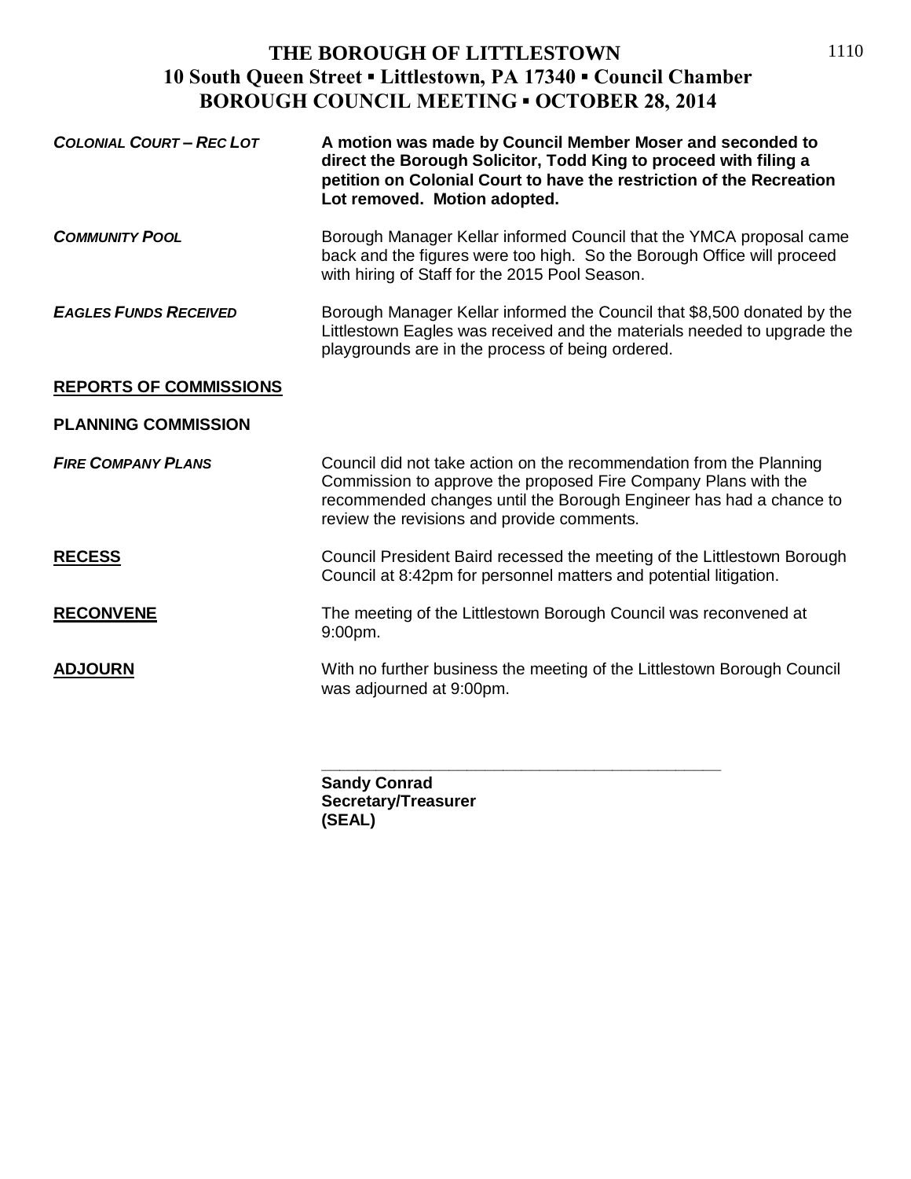# THE BOROUGH OF LITTLESTOWN
## 10 South Queen Street ▪ Littlestown, PA 17340 ▪ Council Chamber
## BOROUGH COUNCIL MEETING ▪ OCTOBER 28, 2014

***COLONIAL COURT – REC LOT***

**A motion was made by Council Member Moser and seconded to direct the Borough Solicitor, Todd King to proceed with filing a petition on Colonial Court to have the restriction of the Recreation Lot removed. Motion adopted.**

***COMMUNITY POOL***

Borough Manager Kellar informed Council that the YMCA proposal came back and the figures were too high. So the Borough Office will proceed with hiring of Staff for the 2015 Pool Season.

***EAGLES FUNDS RECEIVED***

Borough Manager Kellar informed the Council that $8,500 donated by the Littlestown Eagles was received and the materials needed to upgrade the playgrounds are in the process of being ordered.

**REPORTS OF COMMISSIONS**

**PLANNING COMMISSION**

***FIRE COMPANY PLANS***

Council did not take action on the recommendation from the Planning Commission to approve the proposed Fire Company Plans with the recommended changes until the Borough Engineer has had a chance to review the revisions and provide comments.

**RECESS**

Council President Baird recessed the meeting of the Littlestown Borough Council at 8:42pm for personnel matters and potential litigation.

**RECONVENE**

The meeting of the Littlestown Borough Council was reconvened at 9:00pm.

**ADJOURN**

With no further business the meeting of the Littlestown Borough Council was adjourned at 9:00pm.

\_\_\_\_\_\_\_\_\_\_\_\_\_\_\_\_\_\_\_\_\_\_\_\_\_\_\_\_\_\_\_\_\_\_\_\_\_\_\_\_\_\_\_\_

**Sandy Conrad**
**Secretary/Treasurer**
**(SEAL)**